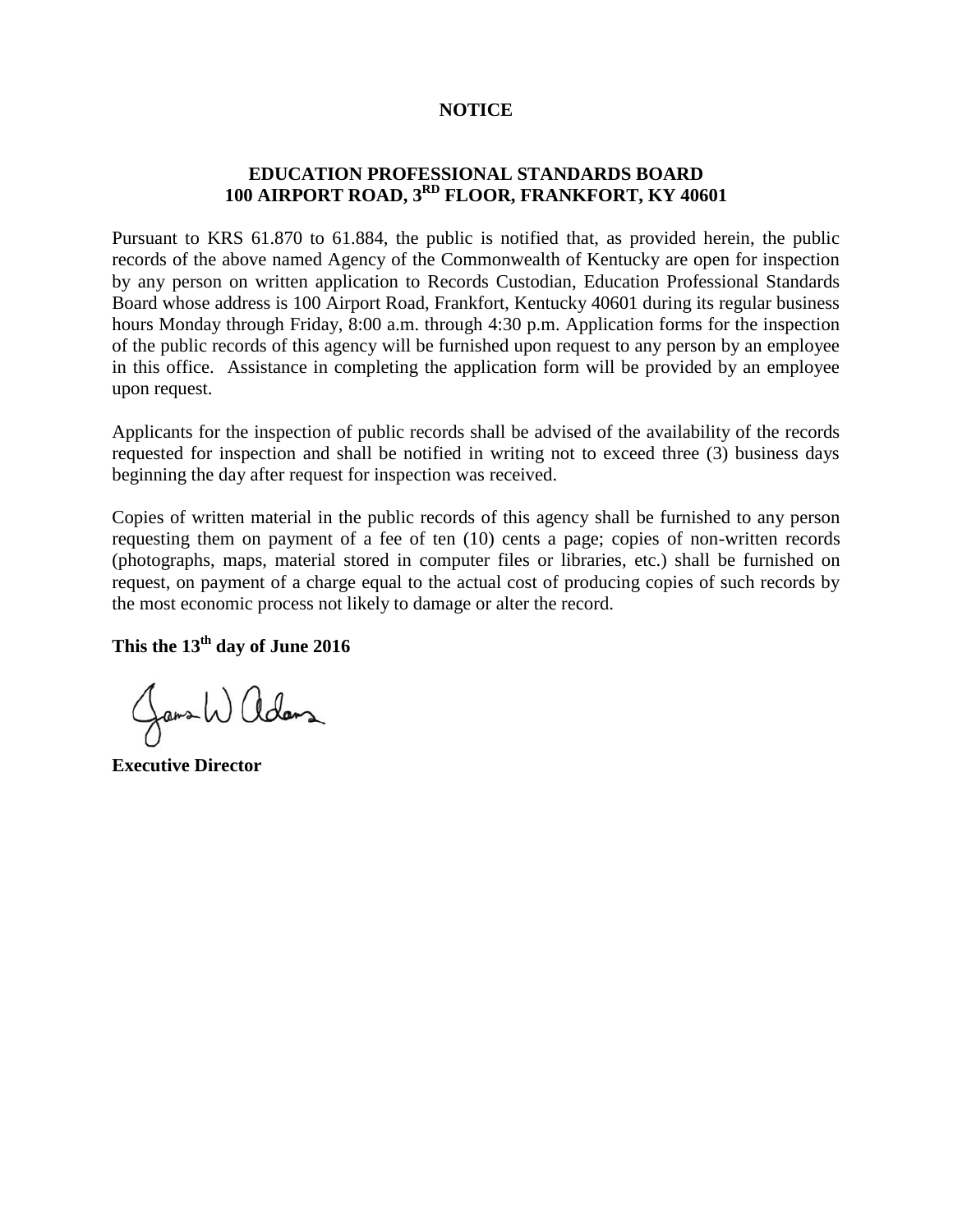**NOTICE**

**EDUCATION PROFESSIONAL STANDARDS BOARD**
**100 AIRPORT ROAD, 3RD FLOOR, FRANKFORT, KY 40601**

Pursuant to KRS 61.870 to 61.884, the public is notified that, as provided herein, the public records of the above named Agency of the Commonwealth of Kentucky are open for inspection by any person on written application to Records Custodian, Education Professional Standards Board whose address is 100 Airport Road, Frankfort, Kentucky 40601 during its regular business hours Monday through Friday, 8:00 a.m. through 4:30 p.m. Application forms for the inspection of the public records of this agency will be furnished upon request to any person by an employee in this office. Assistance in completing the application form will be provided by an employee upon request.

Applicants for the inspection of public records shall be advised of the availability of the records requested for inspection and shall be notified in writing not to exceed three (3) business days beginning the day after request for inspection was received.

Copies of written material in the public records of this agency shall be furnished to any person requesting them on payment of a fee of ten (10) cents a page; copies of non-written records (photographs, maps, material stored in computer files or libraries, etc.) shall be furnished on request, on payment of a charge equal to the actual cost of producing copies of such records by the most economic process not likely to damage or alter the record.

**This the 13th day of June 2016**

James W Adams

**Executive Director**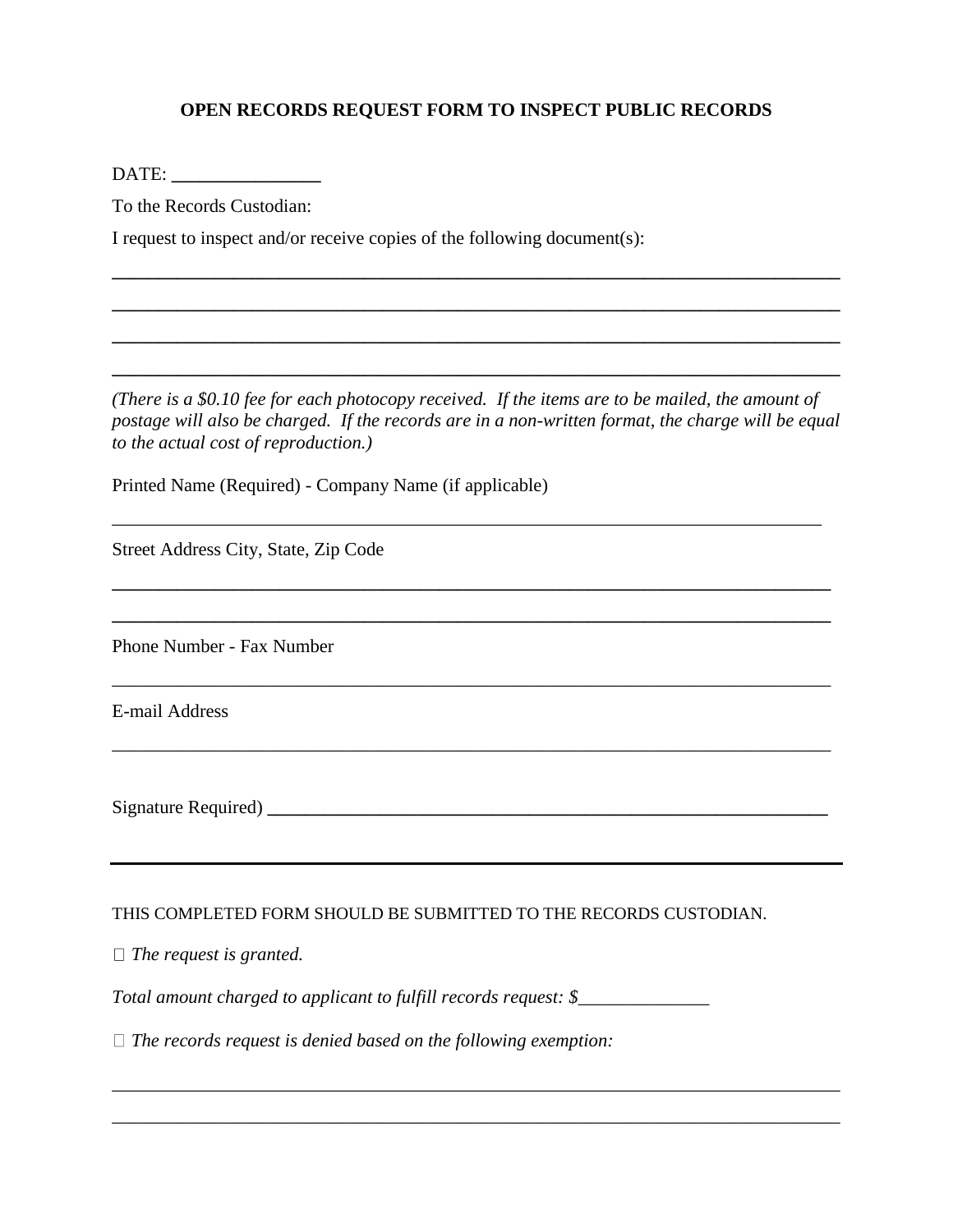# OPEN RECORDS REQUEST FORM TO INSPECT PUBLIC RECORDS

DATE: ________________

To the Records Custodian:

I request to inspect and/or receive copies of the following document(s):

________________________________________________________________________________

________________________________________________________________________________

________________________________________________________________________________

________________________________________________________________________________

*(There is a $0.10 fee for each photocopy received. If the items are to be mailed, the amount of postage will also be charged. If the records are in a non-written format, the charge will be equal to the actual cost of reproduction.)*

Printed Name (Required) - Company Name (if applicable)

________________________________________________________________________________

Street Address City, State, Zip Code

________________________________________________________________________________

________________________________________________________________________________

Phone Number - Fax Number

________________________________________________________________________________

E-mail Address

________________________________________________________________________________

Signature Required) ______________________________________________________________

---

THIS COMPLETED FORM SHOULD BE SUBMITTED TO THE RECORDS CUSTODIAN.

☐ *The request is granted.*

*Total amount charged to applicant to fulfill records request: $*______________

☐ *The records request is denied based on the following exemption:*

________________________________________________________________________________

________________________________________________________________________________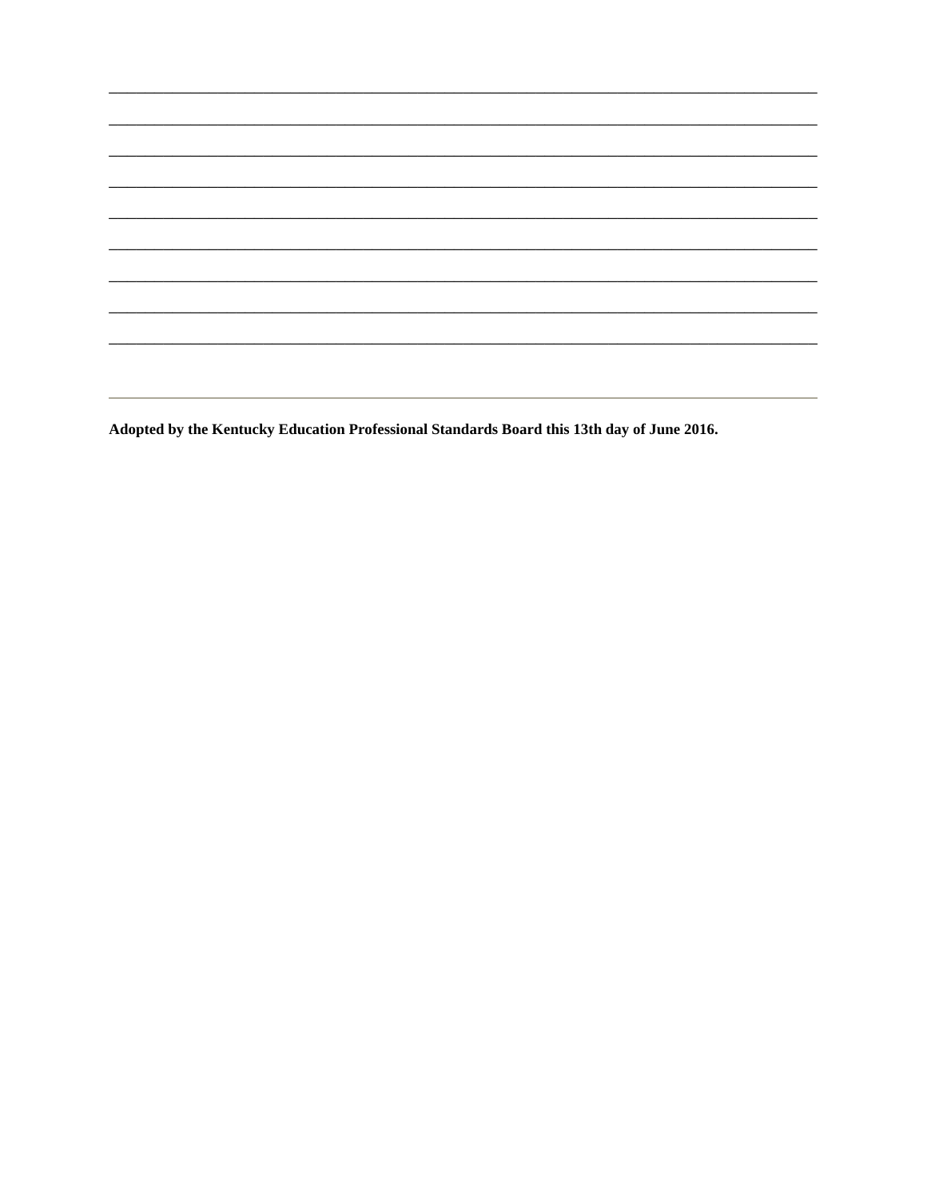\_\_\_\_\_\_\_\_\_\_\_\_\_\_\_\_\_\_\_\_\_\_\_\_\_\_\_\_\_\_\_\_\_\_\_\_\_\_\_\_\_\_\_\_\_\_\_\_\_\_\_\_\_\_\_\_\_\_\_\_\_\_\_\_\_\_\_\_\_\_\_\_\_\_\_\_\_\_

\_\_\_\_\_\_\_\_\_\_\_\_\_\_\_\_\_\_\_\_\_\_\_\_\_\_\_\_\_\_\_\_\_\_\_\_\_\_\_\_\_\_\_\_\_\_\_\_\_\_\_\_\_\_\_\_\_\_\_\_\_\_\_\_\_\_\_\_\_\_\_\_\_\_\_\_\_\_

\_\_\_\_\_\_\_\_\_\_\_\_\_\_\_\_\_\_\_\_\_\_\_\_\_\_\_\_\_\_\_\_\_\_\_\_\_\_\_\_\_\_\_\_\_\_\_\_\_\_\_\_\_\_\_\_\_\_\_\_\_\_\_\_\_\_\_\_\_\_\_\_\_\_\_\_\_\_

\_\_\_\_\_\_\_\_\_\_\_\_\_\_\_\_\_\_\_\_\_\_\_\_\_\_\_\_\_\_\_\_\_\_\_\_\_\_\_\_\_\_\_\_\_\_\_\_\_\_\_\_\_\_\_\_\_\_\_\_\_\_\_\_\_\_\_\_\_\_\_\_\_\_\_\_\_\_

\_\_\_\_\_\_\_\_\_\_\_\_\_\_\_\_\_\_\_\_\_\_\_\_\_\_\_\_\_\_\_\_\_\_\_\_\_\_\_\_\_\_\_\_\_\_\_\_\_\_\_\_\_\_\_\_\_\_\_\_\_\_\_\_\_\_\_\_\_\_\_\_\_\_\_\_\_\_

\_\_\_\_\_\_\_\_\_\_\_\_\_\_\_\_\_\_\_\_\_\_\_\_\_\_\_\_\_\_\_\_\_\_\_\_\_\_\_\_\_\_\_\_\_\_\_\_\_\_\_\_\_\_\_\_\_\_\_\_\_\_\_\_\_\_\_\_\_\_\_\_\_\_\_\_\_\_

\_\_\_\_\_\_\_\_\_\_\_\_\_\_\_\_\_\_\_\_\_\_\_\_\_\_\_\_\_\_\_\_\_\_\_\_\_\_\_\_\_\_\_\_\_\_\_\_\_\_\_\_\_\_\_\_\_\_\_\_\_\_\_\_\_\_\_\_\_\_\_\_\_\_\_\_\_\_

\_\_\_\_\_\_\_\_\_\_\_\_\_\_\_\_\_\_\_\_\_\_\_\_\_\_\_\_\_\_\_\_\_\_\_\_\_\_\_\_\_\_\_\_\_\_\_\_\_\_\_\_\_\_\_\_\_\_\_\_\_\_\_\_\_\_\_\_\_\_\_\_\_\_\_\_\_\_

\_\_\_\_\_\_\_\_\_\_\_\_\_\_\_\_\_\_\_\_\_\_\_\_\_\_\_\_\_\_\_\_\_\_\_\_\_\_\_\_\_\_\_\_\_\_\_\_\_\_\_\_\_\_\_\_\_\_\_\_\_\_\_\_\_\_\_\_\_\_\_\_\_\_\_\_\_\_

---

**Adopted by the Kentucky Education Professional Standards Board this 13th day of June 2016.**